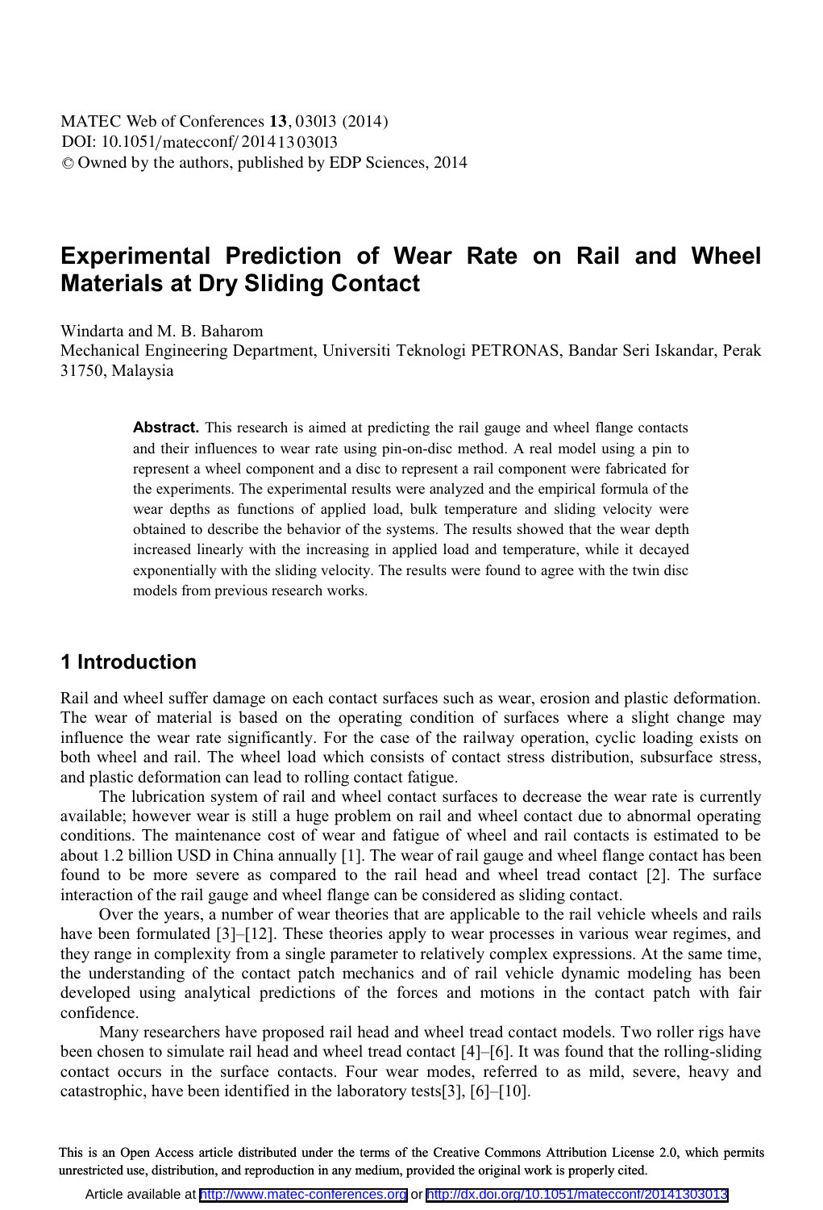# Experimental Prediction of Wear Rate on Rail and Wheel Materials at Dry Sliding Contact

Windarta and M. B. Baharom

Mechanical Engineering Department, Universiti Teknologi PETRONAS, Bandar Seri Iskandar, Perak 31750, Malaysia

**Abstract.** This research is aimed at predicting the rail gauge and wheel flange contacts and their influences to wear rate using pin-on-disc method. A real model using a pin to represent a wheel component and a disc to represent a rail component were fabricated for the experiments. The experimental results were analyzed and the empirical formula of the wear depths as functions of applied load, bulk temperature and sliding velocity were obtained to describe the behavior of the systems. The results showed that the wear depth increased linearly with the increasing in applied load and temperature, while it decayed exponentially with the sliding velocity. The results were found to agree with the twin disc models from previous research works.

## 1 Introduction

Rail and wheel suffer damage on each contact surfaces such as wear, erosion and plastic deformation. The wear of material is based on the operating condition of surfaces where a slight change may influence the wear rate significantly. For the case of the railway operation, cyclic loading exists on both wheel and rail. The wheel load which consists of contact stress distribution, subsurface stress, and plastic deformation can lead to rolling contact fatigue.

The lubrication system of rail and wheel contact surfaces to decrease the wear rate is currently available; however wear is still a huge problem on rail and wheel contact due to abnormal operating conditions. The maintenance cost of wear and fatigue of wheel and rail contacts is estimated to be about 1.2 billion USD in China annually [1]. The wear of rail gauge and wheel flange contact has been found to be more severe as compared to the rail head and wheel tread contact [2]. The surface interaction of the rail gauge and wheel flange can be considered as sliding contact.

Over the years, a number of wear theories that are applicable to the rail vehicle wheels and rails have been formulated [3]–[12]. These theories apply to wear processes in various wear regimes, and they range in complexity from a single parameter to relatively complex expressions. At the same time, the understanding of the contact patch mechanics and of rail vehicle dynamic modeling has been developed using analytical predictions of the forces and motions in the contact patch with fair confidence.

Many researchers have proposed rail head and wheel tread contact models. Two roller rigs have been chosen to simulate rail head and wheel tread contact [4]–[6]. It was found that the rolling-sliding contact occurs in the surface contacts. Four wear modes, referred to as mild, severe, heavy and catastrophic, have been identified in the laboratory tests[3], [6]–[10].

This is an Open Access article distributed under the terms of the Creative Commons Attribution License 2.0, which permits unrestricted use, distribution, and reproduction in any medium, provided the original work is properly cited.

Article available at http://www.matec-conferences.org or http://dx.doi.org/10.1051/matecconf/20141303013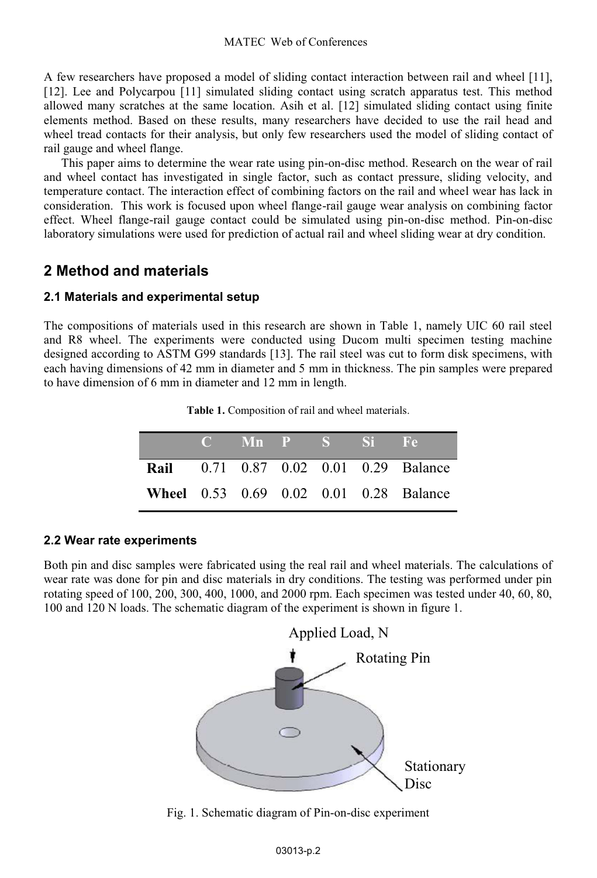A few researchers have proposed a model of sliding contact interaction between rail and wheel [11], [12]. Lee and Polycarpou [11] simulated sliding contact using scratch apparatus test. This method allowed many scratches at the same location. Asih et al. [12] simulated sliding contact using finite elements method. Based on these results, many researchers have decided to use the rail head and wheel tread contacts for their analysis, but only few researchers used the model of sliding contact of rail gauge and wheel flange.

This paper aims to determine the wear rate using pin-on-disc method. Research on the wear of rail and wheel contact has investigated in single factor, such as contact pressure, sliding velocity, and temperature contact. The interaction effect of combining factors on the rail and wheel wear has lack in consideration. This work is focused upon wheel flange-rail gauge wear analysis on combining factor effect. Wheel flange-rail gauge contact could be simulated using pin-on-disc method. Pin-on-disc laboratory simulations were used for prediction of actual rail and wheel sliding wear at dry condition.

## 2 Method and materials

### 2.1 Materials and experimental setup

The compositions of materials used in this research are shown in Table 1, namely UIC 60 rail steel and R8 wheel. The experiments were conducted using Ducom multi specimen testing machine designed according to ASTM G99 standards [13]. The rail steel was cut to form disk specimens, with each having dimensions of 42 mm in diameter and 5 mm in thickness. The pin samples were prepared to have dimension of 6 mm in diameter and 12 mm in length.

**Table 1.** Composition of rail and wheel materials.

| | C | Mn | P | S | Si | Fe |
|---|---|---|---|---|---|---|
| **Rail** | 0.71 | 0.87 | 0.02 | 0.01 | 0.29 | Balance |
| **Wheel** | 0.53 | 0.69 | 0.02 | 0.01 | 0.28 | Balance |

### 2.2 Wear rate experiments

Both pin and disc samples were fabricated using the real rail and wheel materials. The calculations of wear rate was done for pin and disc materials in dry conditions. The testing was performed under pin rotating speed of 100, 200, 300, 400, 1000, and 2000 rpm. Each specimen was tested under 40, 60, 80, 100 and 120 N loads. The schematic diagram of the experiment is shown in figure 1.

Applied Load, N

Rotating Pin

Stationary Disc

Fig. 1. Schematic diagram of Pin-on-disc experiment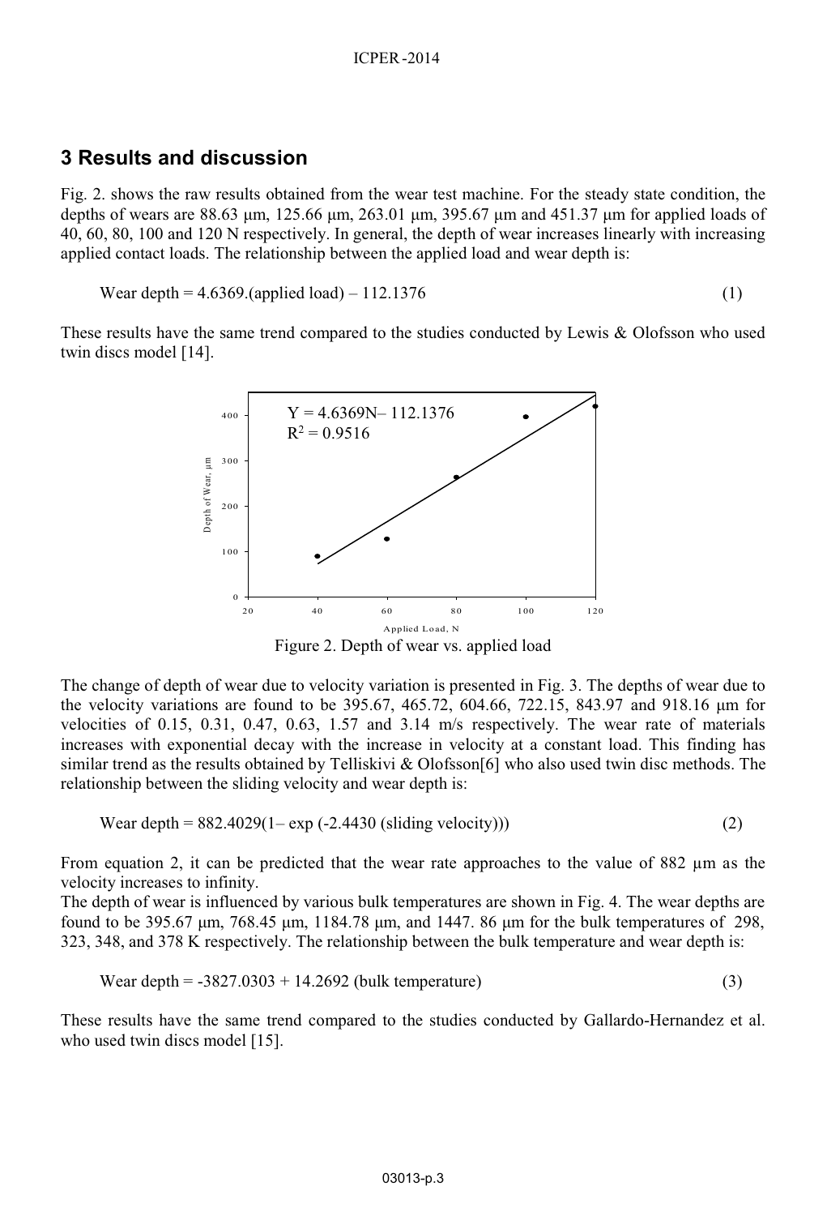## 3 Results and discussion

Fig. 2. shows the raw results obtained from the wear test machine. For the steady state condition, the depths of wears are 88.63 μm, 125.66 μm, 263.01 μm, 395.67 μm and 451.37 μm for applied loads of 40, 60, 80, 100 and 120 N respectively. In general, the depth of wear increases linearly with increasing applied contact loads. The relationship between the applied load and wear depth is:

$$\text{Wear depth} = 4.6369.(\text{applied load}) - 112.1376 \tag{1}$$

These results have the same trend compared to the studies conducted by Lewis & Olofsson who used twin discs model [14].

Figure 2. Depth of wear vs. applied load

The change of depth of wear due to velocity variation is presented in Fig. 3. The depths of wear due to the velocity variations are found to be 395.67, 465.72, 604.66, 722.15, 843.97 and 918.16 μm for velocities of 0.15, 0.31, 0.47, 0.63, 1.57 and 3.14 m/s respectively. The wear rate of materials increases with exponential decay with the increase in velocity at a constant load. This finding has similar trend as the results obtained by Telliskivi & Olofsson[6] who also used twin disc methods. The relationship between the sliding velocity and wear depth is:

$$\text{Wear depth} = 882.4029(1 - \exp(-2.4430\,(\text{sliding velocity}))) \tag{2}$$

From equation 2, it can be predicted that the wear rate approaches to the value of 882 μm as the velocity increases to infinity.
The depth of wear is influenced by various bulk temperatures are shown in Fig. 4. The wear depths are found to be 395.67 μm, 768.45 μm, 1184.78 μm, and 1447. 86 μm for the bulk temperatures of 298, 323, 348, and 378 K respectively. The relationship between the bulk temperature and wear depth is:

$$\text{Wear depth} = -3827.0303 + 14.2692\,(\text{bulk temperature}) \tag{3}$$

These results have the same trend compared to the studies conducted by Gallardo-Hernandez et al. who used twin discs model [15].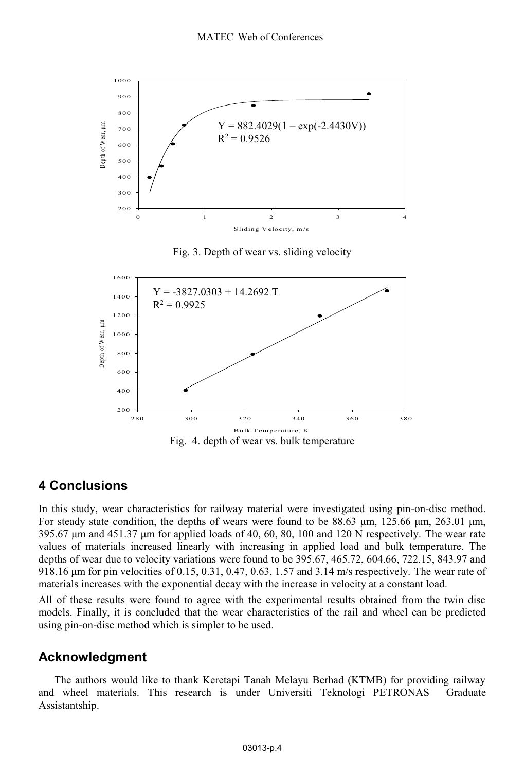Fig. 3. Depth of wear vs. sliding velocity

Fig. 4. depth of wear vs. bulk temperature

## 4 Conclusions

In this study, wear characteristics for railway material were investigated using pin-on-disc method. For steady state condition, the depths of wears were found to be 88.63 μm, 125.66 μm, 263.01 μm, 395.67 μm and 451.37 μm for applied loads of 40, 60, 80, 100 and 120 N respectively. The wear rate values of materials increased linearly with increasing in applied load and bulk temperature. The depths of wear due to velocity variations were found to be 395.67, 465.72, 604.66, 722.15, 843.97 and 918.16 μm for pin velocities of 0.15, 0.31, 0.47, 0.63, 1.57 and 3.14 m/s respectively. The wear rate of materials increases with the exponential decay with the increase in velocity at a constant load.

All of these results were found to agree with the experimental results obtained from the twin disc models. Finally, it is concluded that the wear characteristics of the rail and wheel can be predicted using pin-on-disc method which is simpler to be used.

## Acknowledgment

The authors would like to thank Keretapi Tanah Melayu Berhad (KTMB) for providing railway and wheel materials. This research is under Universiti Teknologi PETRONAS Graduate Assistantship.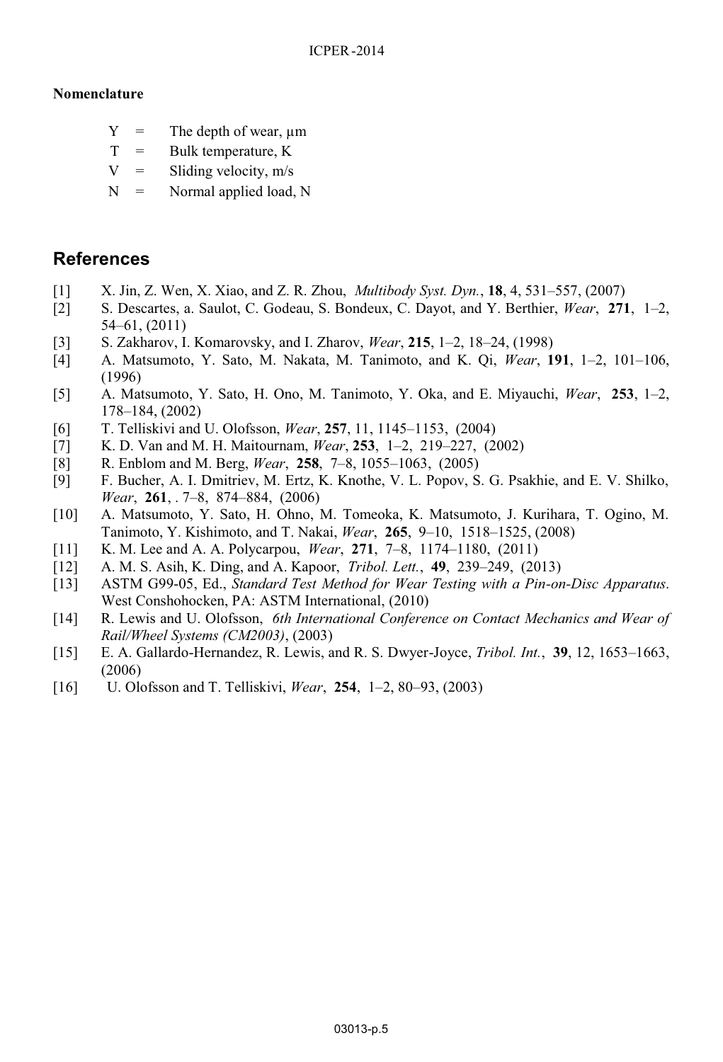**Nomenclature**

| | | |
|---|---|---|
| $Y$ | = | The depth of wear, μm |
| $T$ | = | Bulk temperature, K |
| $V$ | = | Sliding velocity, m/s |
| $N$ | = | Normal applied load, N |

## References

[1] X. Jin, Z. Wen, X. Xiao, and Z. R. Zhou, *Multibody Syst. Dyn.*, **18**, 4, 531–557, (2007)

[2] S. Descartes, a. Saulot, C. Godeau, S. Bondeux, C. Dayot, and Y. Berthier, *Wear*, **271**, 1–2, 54–61, (2011)

[3] S. Zakharov, I. Komarovsky, and I. Zharov, *Wear*, **215**, 1–2, 18–24, (1998)

[4] A. Matsumoto, Y. Sato, M. Nakata, M. Tanimoto, and K. Qi, *Wear*, **191**, 1–2, 101–106, (1996)

[5] A. Matsumoto, Y. Sato, H. Ono, M. Tanimoto, Y. Oka, and E. Miyauchi, *Wear*, **253**, 1–2, 178–184, (2002)

[6] T. Telliskivi and U. Olofsson, *Wear*, **257**, 11, 1145–1153, (2004)

[7] K. D. Van and M. H. Maitournam, *Wear*, **253**, 1–2, 219–227, (2002)

[8] R. Enblom and M. Berg, *Wear*, **258**, 7–8, 1055–1063, (2005)

[9] F. Bucher, A. I. Dmitriev, M. Ertz, K. Knothe, V. L. Popov, S. G. Psakhie, and E. V. Shilko, *Wear*, **261**, . 7–8, 874–884, (2006)

[10] A. Matsumoto, Y. Sato, H. Ohno, M. Tomeoka, K. Matsumoto, J. Kurihara, T. Ogino, M. Tanimoto, Y. Kishimoto, and T. Nakai, *Wear*, **265**, 9–10, 1518–1525, (2008)

[11] K. M. Lee and A. A. Polycarpou, *Wear*, **271**, 7–8, 1174–1180, (2011)

[12] A. M. S. Asih, K. Ding, and A. Kapoor, *Tribol. Lett.*, **49**, 239–249, (2013)

[13] ASTM G99-05, Ed., *Standard Test Method for Wear Testing with a Pin-on-Disc Apparatus*. West Conshohocken, PA: ASTM International, (2010)

[14] R. Lewis and U. Olofsson, *6th International Conference on Contact Mechanics and Wear of Rail/Wheel Systems (CM2003)*, (2003)

[15] E. A. Gallardo-Hernandez, R. Lewis, and R. S. Dwyer-Joyce, *Tribol. Int.*, **39**, 12, 1653–1663, (2006)

[16] U. Olofsson and T. Telliskivi, *Wear*, **254**, 1–2, 80–93, (2003)